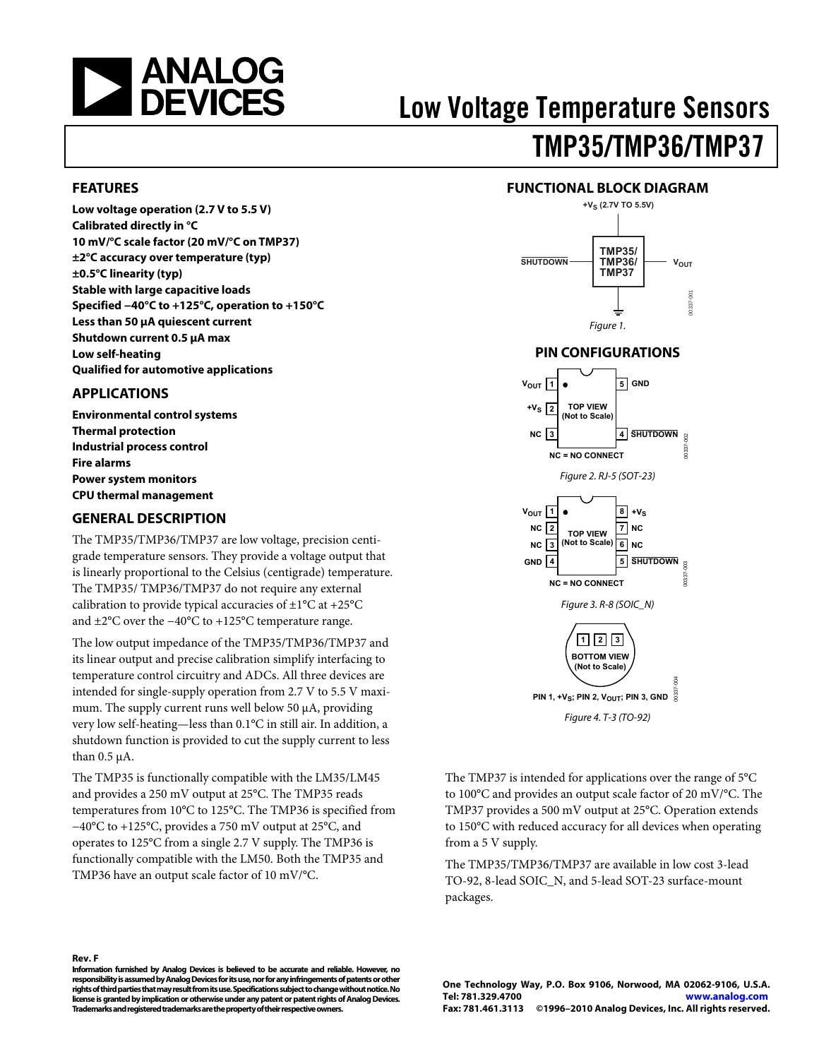# Low Voltage Temperature Sensors

# TMP35/TMP36/TMP37

## FEATURES

**Low voltage operation (2.7 V to 5.5 V)**
**Calibrated directly in °C**
**10 mV/°C scale factor (20 mV/°C on TMP37)**
**±2°C accuracy over temperature (typ)**
**±0.5°C linearity (typ)**
**Stable with large capacitive loads**
**Specified −40°C to +125°C, operation to +150°C**
**Less than 50 μA quiescent current**
**Shutdown current 0.5 μA max**
**Low self-heating**
**Qualified for automotive applications**

## APPLICATIONS

**Environmental control systems**
**Thermal protection**
**Industrial process control**
**Fire alarms**
**Power system monitors**
**CPU thermal management**

## GENERAL DESCRIPTION

The TMP35/TMP36/TMP37 are low voltage, precision centigrade temperature sensors. They provide a voltage output that is linearly proportional to the Celsius (centigrade) temperature. The TMP35/ TMP36/TMP37 do not require any external calibration to provide typical accuracies of ±1°C at +25°C and ±2°C over the −40°C to +125°C temperature range.

The low output impedance of the TMP35/TMP36/TMP37 and its linear output and precise calibration simplify interfacing to temperature control circuitry and ADCs. All three devices are intended for single-supply operation from 2.7 V to 5.5 V maximum. The supply current runs well below 50 μA, providing very low self-heating—less than 0.1°C in still air. In addition, a shutdown function is provided to cut the supply current to less than 0.5 μA.

The TMP35 is functionally compatible with the LM35/LM45 and provides a 250 mV output at 25°C. The TMP35 reads temperatures from 10°C to 125°C. The TMP36 is specified from −40°C to +125°C, provides a 750 mV output at 25°C, and operates to 125°C from a single 2.7 V supply. The TMP36 is functionally compatible with the LM50. Both the TMP35 and TMP36 have an output scale factor of 10 mV/°C.

## FUNCTIONAL BLOCK DIAGRAM

$+V_S$ (2.7V TO 5.5V)

SHUTDOWN — TMP35/ TMP36/ TMP37 — $V_{OUT}$

*Figure 1.*

## PIN CONFIGURATIONS

$V_{OUT}$ 1, $+V_S$ 2, NC 3, 4 SHUTDOWN, 5 GND — TOP VIEW (Not to Scale)

NC = NO CONNECT

*Figure 2. RJ-5 (SOT-23)*

$V_{OUT}$ 1, NC 2, NC 3, GND 4, 5 SHUTDOWN, 6 NC, 7 NC, 8 $+V_S$ — TOP VIEW (Not to Scale)

NC = NO CONNECT

*Figure 3. R-8 (SOIC_N)*

1 2 3 — BOTTOM VIEW (Not to Scale)

PIN 1, $+V_S$; PIN 2, $V_{OUT}$; PIN 3, GND

*Figure 4. T-3 (TO-92)*

The TMP37 is intended for applications over the range of 5°C to 100°C and provides an output scale factor of 20 mV/°C. The TMP37 provides a 500 mV output at 25°C. Operation extends to 150°C with reduced accuracy for all devices when operating from a 5 V supply.

The TMP35/TMP36/TMP37 are available in low cost 3-lead TO-92, 8-lead SOIC_N, and 5-lead SOT-23 surface-mount packages.

**Rev. F**

**Information furnished by Analog Devices is believed to be accurate and reliable. However, no responsibility is assumed by Analog Devices for its use, nor for any infringements of patents or other rights of third parties that may result from its use. Specifications subject to change without notice. No license is granted by implication or otherwise under any patent or patent rights of Analog Devices. Trademarks and registered trademarks are the property of their respective owners.**

**One Technology Way, P.O. Box 9106, Norwood, MA 02062-9106, U.S.A.**
**Tel: 781.329.4700 www.analog.com**
**Fax: 781.461.3113 ©1996–2010 Analog Devices, Inc. All rights reserved.**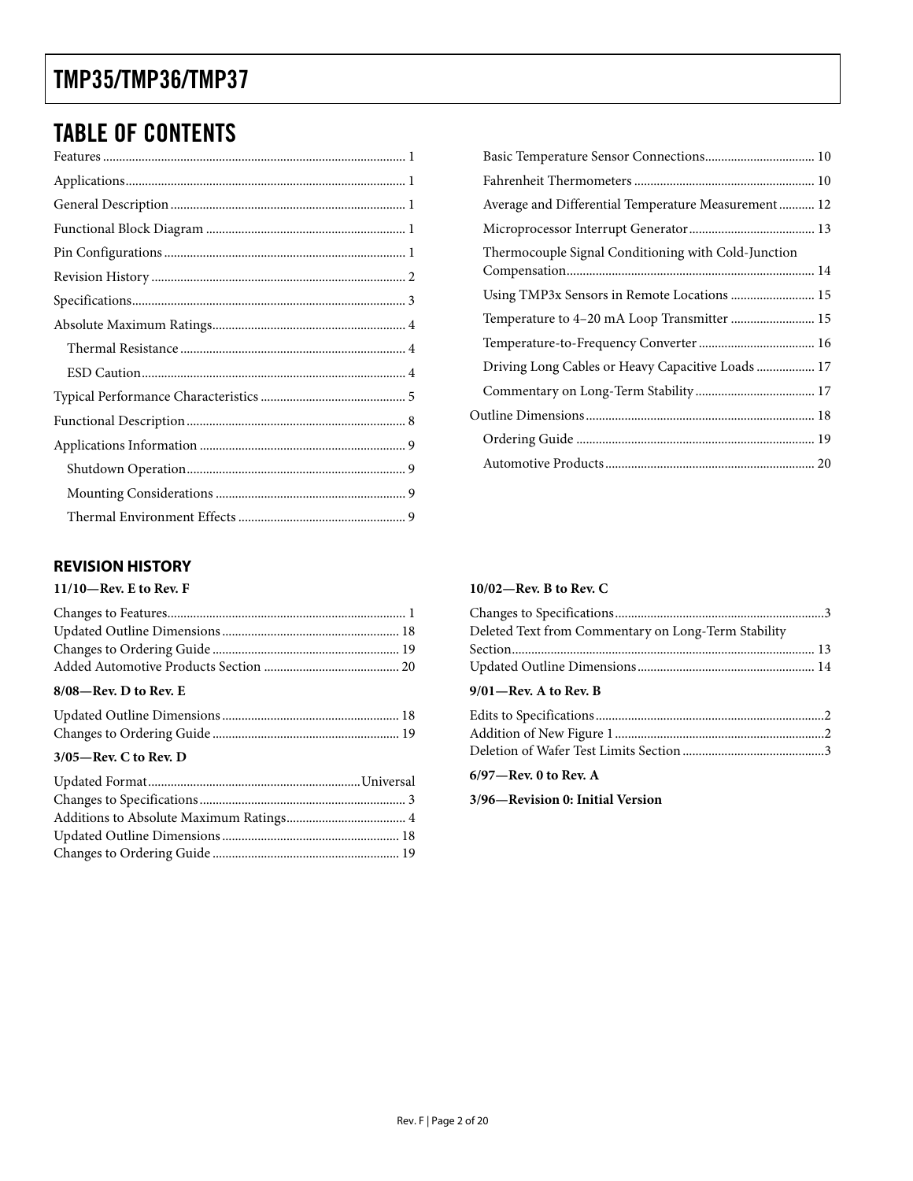## TABLE OF CONTENTS

Features ... 1
Applications ... 1
General Description ... 1
Functional Block Diagram ... 1
Pin Configurations ... 1
Revision History ... 2
Specifications ... 3
Absolute Maximum Ratings ... 4
- Thermal Resistance ... 4
- ESD Caution ... 4

Typical Performance Characteristics ... 5
Functional Description ... 8
Applications Information ... 9
- Shutdown Operation ... 9
- Mounting Considerations ... 9
- Thermal Environment Effects ... 9
- Basic Temperature Sensor Connections ... 10
- Fahrenheit Thermometers ... 10
- Average and Differential Temperature Measurement ... 12
- Microprocessor Interrupt Generator ... 13
- Thermocouple Signal Conditioning with Cold-Junction Compensation ... 14
- Using TMP3x Sensors in Remote Locations ... 15
- Temperature to 4–20 mA Loop Transmitter ... 15
- Temperature-to-Frequency Converter ... 16
- Driving Long Cables or Heavy Capacitive Loads ... 17
- Commentary on Long-Term Stability ... 17

Outline Dimensions ... 18
- Ordering Guide ... 19
- Automotive Products ... 20

### REVISION HISTORY

**11/10—Rev. E to Rev. F**

Changes to Features ... 1
Updated Outline Dimensions ... 18
Changes to Ordering Guide ... 19
Added Automotive Products Section ... 20

**8/08—Rev. D to Rev. E**

Updated Outline Dimensions ... 18
Changes to Ordering Guide ... 19

**3/05—Rev. C to Rev. D**

Updated Format ... Universal
Changes to Specifications ... 3
Additions to Absolute Maximum Ratings ... 4
Updated Outline Dimensions ... 18
Changes to Ordering Guide ... 19

**10/02—Rev. B to Rev. C**

Changes to Specifications ... 3
Deleted Text from Commentary on Long-Term Stability Section ... 13
Updated Outline Dimensions ... 14

**9/01—Rev. A to Rev. B**

Edits to Specifications ... 2
Addition of New Figure 1 ... 2
Deletion of Wafer Test Limits Section ... 3

**6/97—Rev. 0 to Rev. A**

**3/96—Revision 0: Initial Version**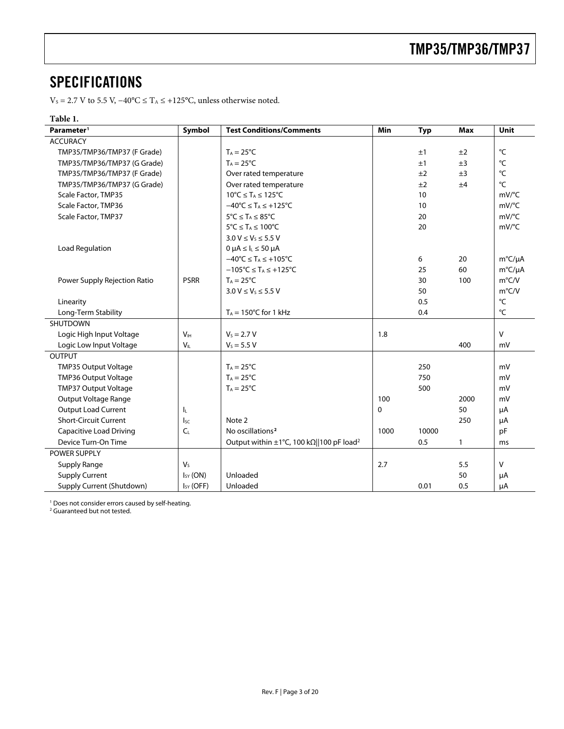## SPECIFICATIONS

$V_S$ = 2.7 V to 5.5 V, −40°C ≤ $T_A$ ≤ +125°C, unless otherwise noted.

**Table 1.**

| Parameter[1] | Symbol | Test Conditions/Comments | Min | Typ | Max | Unit |
|---|---|---|---|---|---|---|
| ACCURACY | | | | | | |
| TMP35/TMP36/TMP37 (F Grade) | | $T_A$ = 25°C | | ±1 | ±2 | °C |
| TMP35/TMP36/TMP37 (G Grade) | | $T_A$ = 25°C | | ±1 | ±3 | °C |
| TMP35/TMP36/TMP37 (F Grade) | | Over rated temperature | | ±2 | ±3 | °C |
| TMP35/TMP36/TMP37 (G Grade) | | Over rated temperature | | ±2 | ±4 | °C |
| Scale Factor, TMP35 | | 10°C ≤ $T_A$ ≤ 125°C | | 10 | | mV/°C |
| Scale Factor, TMP36 | | −40°C ≤ $T_A$ ≤ +125°C | | 10 | | mV/°C |
| Scale Factor, TMP37 | | 5°C ≤ $T_A$ ≤ 85°C | | 20 | | mV/°C |
| | | 5°C ≤ $T_A$ ≤ 100°C | | 20 | | mV/°C |
| | | 3.0 V ≤ $V_S$ ≤ 5.5 V | | | | |
| Load Regulation | | 0 μA ≤ $I_L$ ≤ 50 μA | | | | |
| | | −40°C ≤ $T_A$ ≤ +105°C | | 6 | 20 | m°C/μA |
| | | −105°C ≤ $T_A$ ≤ +125°C | | 25 | 60 | m°C/μA |
| Power Supply Rejection Ratio | PSRR | $T_A$ = 25°C | | 30 | 100 | m°C/V |
| | | 3.0 V ≤ $V_S$ ≤ 5.5 V | | 50 | | m°C/V |
| Linearity | | | | 0.5 | | °C |
| Long-Term Stability | | $T_A$ = 150°C for 1 kHz | | 0.4 | | °C |
| SHUTDOWN | | | | | | |
| Logic High Input Voltage | $V_{IH}$ | $V_S$ = 2.7 V | 1.8 | | | V |
| Logic Low Input Voltage | $V_{IL}$ | $V_S$ = 5.5 V | | | 400 | mV |
| OUTPUT | | | | | | |
| TMP35 Output Voltage | | $T_A$ = 25°C | | 250 | | mV |
| TMP36 Output Voltage | | $T_A$ = 25°C | | 750 | | mV |
| TMP37 Output Voltage | | $T_A$ = 25°C | | 500 | | mV |
| Output Voltage Range | | | 100 | | 2000 | mV |
| Output Load Current | $I_L$ | | 0 | | 50 | μA |
| Short-Circuit Current | $I_{SC}$ | Note 2 | | | 250 | μA |
| Capacitive Load Driving | $C_L$ | No oscillations[2] | 1000 | 10000 | | pF |
| Device Turn-On Time | | Output within ±1°C, 100 kΩ‖100 pF load[2] | | 0.5 | 1 | ms |
| POWER SUPPLY | | | | | | |
| Supply Range | $V_S$ | | 2.7 | | 5.5 | V |
| Supply Current | $I_{SY}$ (ON) | Unloaded | | | 50 | μA |
| Supply Current (Shutdown) | $I_{SY}$ (OFF) | Unloaded | | 0.01 | 0.5 | μA |

[1] Does not consider errors caused by self-heating.
[2] Guaranteed but not tested.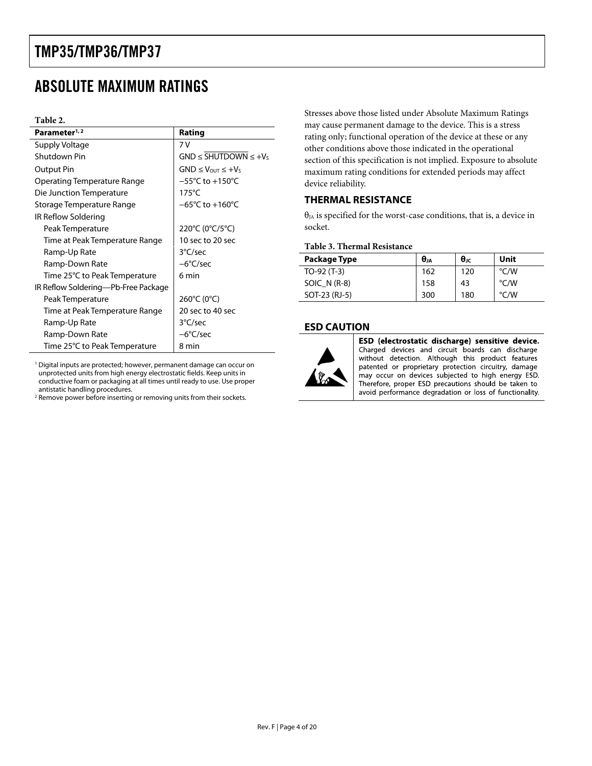## ABSOLUTE MAXIMUM RATINGS

**Table 2.**

| Parameter[1, 2] | Rating |
|---|---|
| Supply Voltage | 7 V |
| Shutdown Pin | GND ≤ $\overline{\text{SHUTDOWN}}$ ≤ $+V_S$ |
| Output Pin | GND ≤ $V_{OUT}$ ≤ $+V_S$ |
| Operating Temperature Range | −55°C to +150°C |
| Die Junction Temperature | 175°C |
| Storage Temperature Range | −65°C to +160°C |
| IR Reflow Soldering | |
| Peak Temperature | 220°C (0°C/5°C) |
| Time at Peak Temperature Range | 10 sec to 20 sec |
| Ramp-Up Rate | 3°C/sec |
| Ramp-Down Rate | −6°C/sec |
| Time 25°C to Peak Temperature | 6 min |
| IR Reflow Soldering—Pb-Free Package | |
| Peak Temperature | 260°C (0°C) |
| Time at Peak Temperature Range | 20 sec to 40 sec |
| Ramp-Up Rate | 3°C/sec |
| Ramp-Down Rate | −6°C/sec |
| Time 25°C to Peak Temperature | 8 min |

[1] Digital inputs are protected; however, permanent damage can occur on unprotected units from high energy electrostatic fields. Keep units in conductive foam or packaging at all times until ready to use. Use proper antistatic handling procedures.

[2] Remove power before inserting or removing units from their sockets.

Stresses above those listed under Absolute Maximum Ratings may cause permanent damage to the device. This is a stress rating only; functional operation of the device at these or any other conditions above those indicated in the operational section of this specification is not implied. Exposure to absolute maximum rating conditions for extended periods may affect device reliability.

### THERMAL RESISTANCE

$\theta_{JA}$ is specified for the worst-case conditions, that is, a device in socket.

**Table 3. Thermal Resistance**

| Package Type | $\theta_{JA}$ | $\theta_{JC}$ | Unit |
|---|---|---|---|
| TO-92 (T-3) | 162 | 120 | °C/W |
| SOIC_N (R-8) | 158 | 43 | °C/W |
| SOT-23 (RJ-5) | 300 | 180 | °C/W |

### ESD CAUTION

**ESD (electrostatic discharge) sensitive device.** Charged devices and circuit boards can discharge without detection. Although this product features patented or proprietary protection circuitry, damage may occur on devices subjected to high energy ESD. Therefore, proper ESD precautions should be taken to avoid performance degradation or loss of functionality.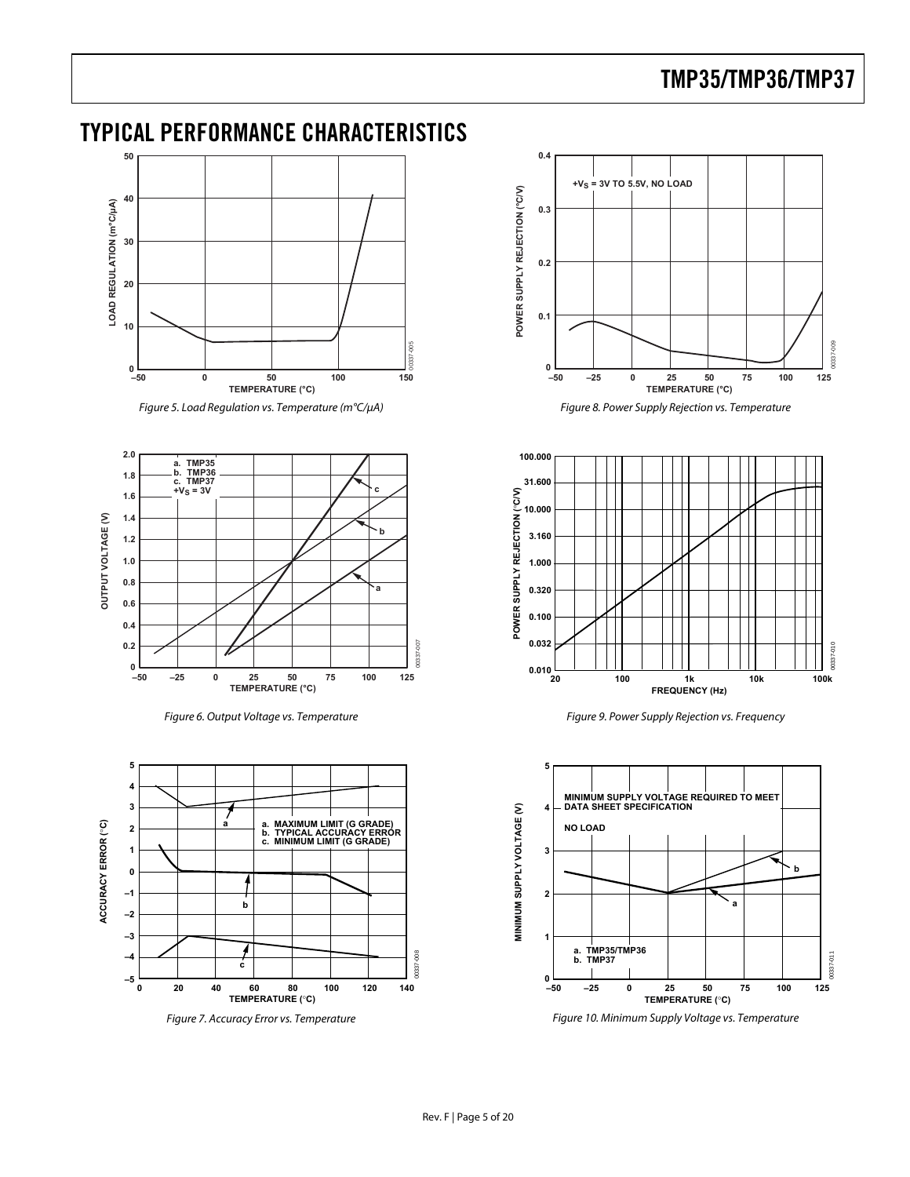# TYPICAL PERFORMANCE CHARACTERISTICS

Figure 5. Load Regulation vs. Temperature (m°C/μA)

Figure 6. Output Voltage vs. Temperature

Figure 7. Accuracy Error vs. Temperature

Figure 8. Power Supply Rejection vs. Temperature

Figure 9. Power Supply Rejection vs. Frequency

Figure 10. Minimum Supply Voltage vs. Temperature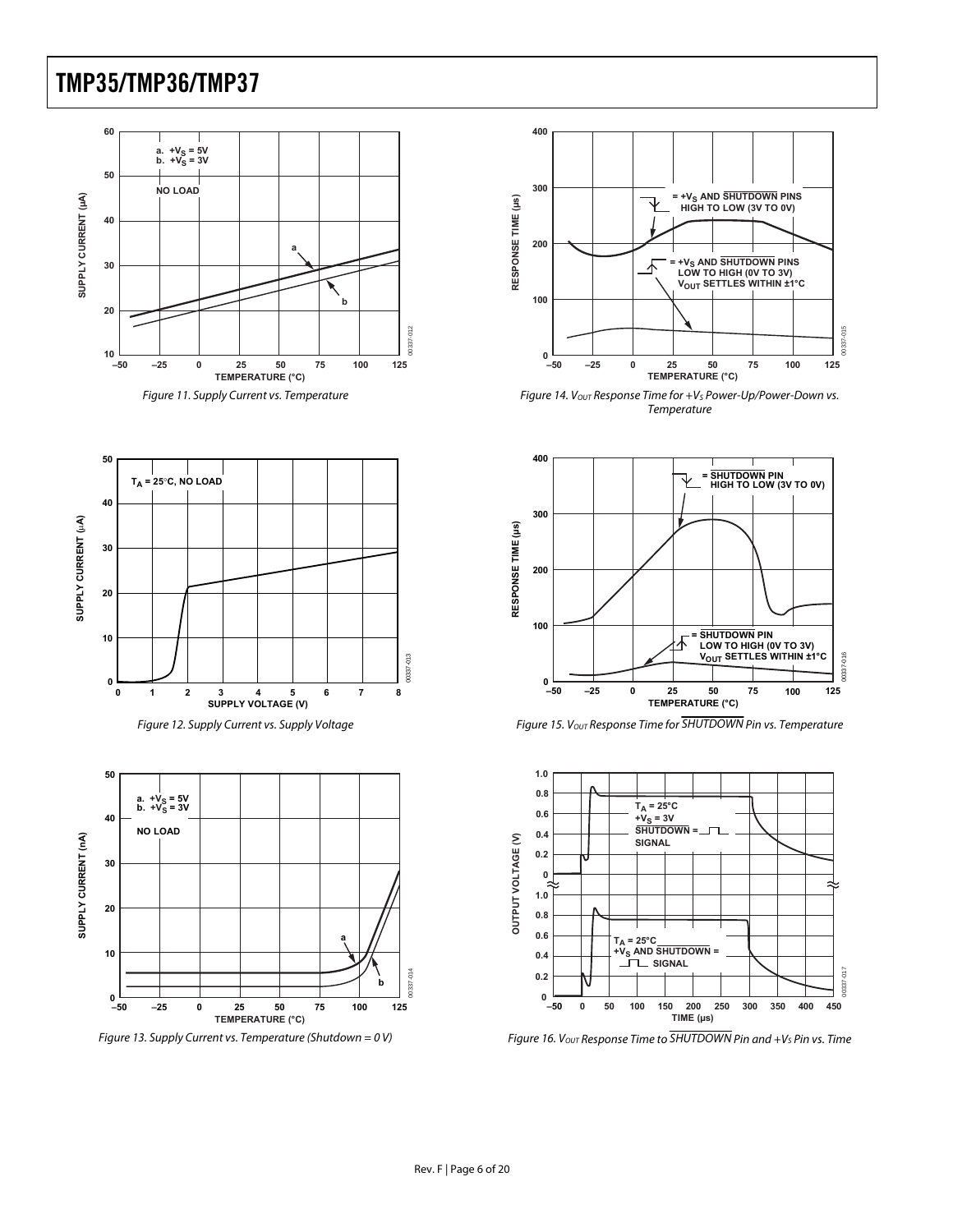Figure 11. Supply Current vs. Temperature

Figure 12. Supply Current vs. Supply Voltage

Figure 13. Supply Current vs. Temperature (Shutdown = 0 V)

Figure 14. $V_{OUT}$ Response Time for $+V_S$ Power-Up/Power-Down vs. Temperature

Figure 15. $V_{OUT}$ Response Time for $\overline{SHUTDOWN}$ Pin vs. Temperature

Figure 16. $V_{OUT}$ Response Time to $\overline{SHUTDOWN}$ Pin and $+V_S$ Pin vs. Time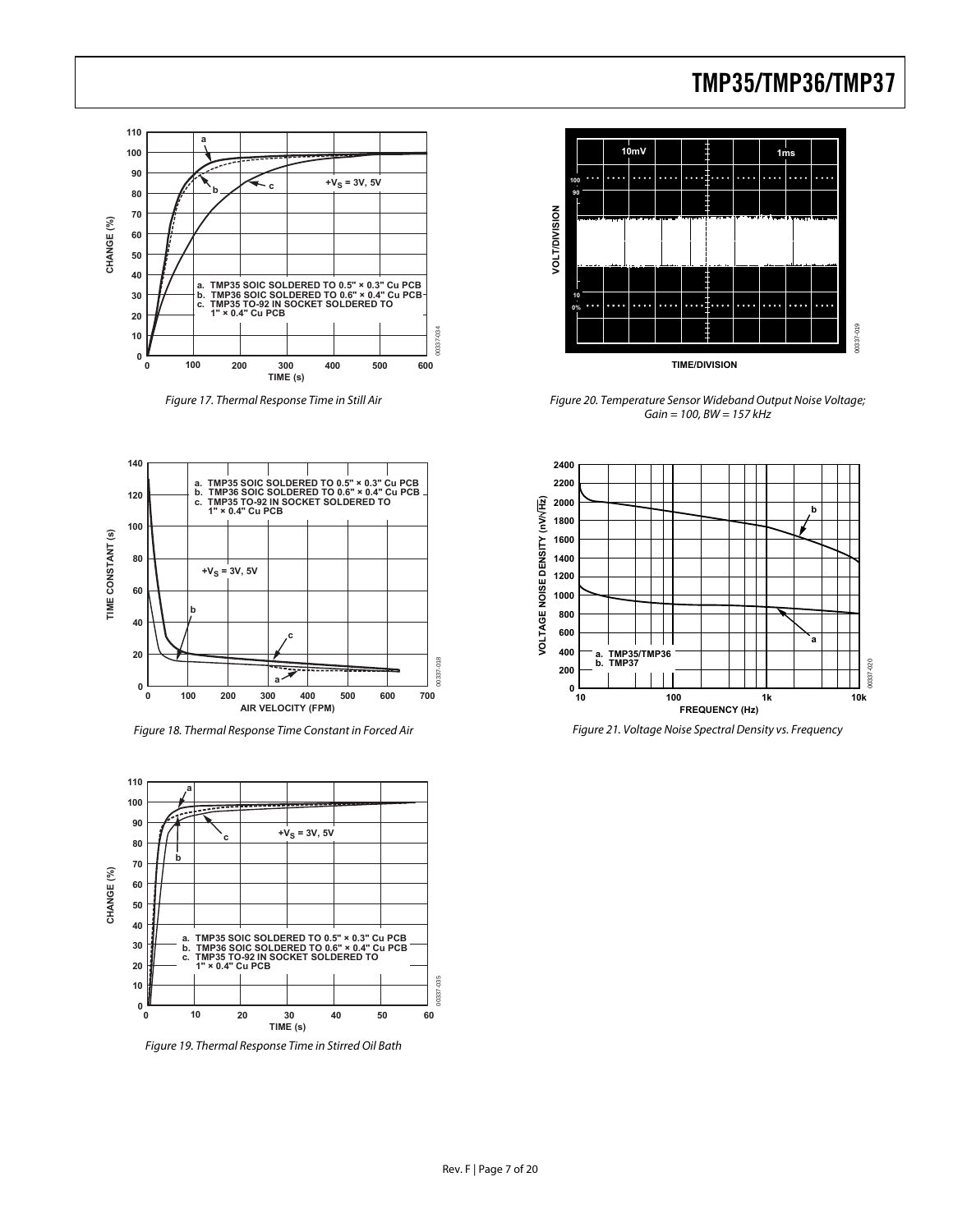Figure 17. Thermal Response Time in Still Air

Figure 18. Thermal Response Time Constant in Forced Air

Figure 19. Thermal Response Time in Stirred Oil Bath

Figure 20. Temperature Sensor Wideband Output Noise Voltage; Gain = 100, BW = 157 kHz

Figure 21. Voltage Noise Spectral Density vs. Frequency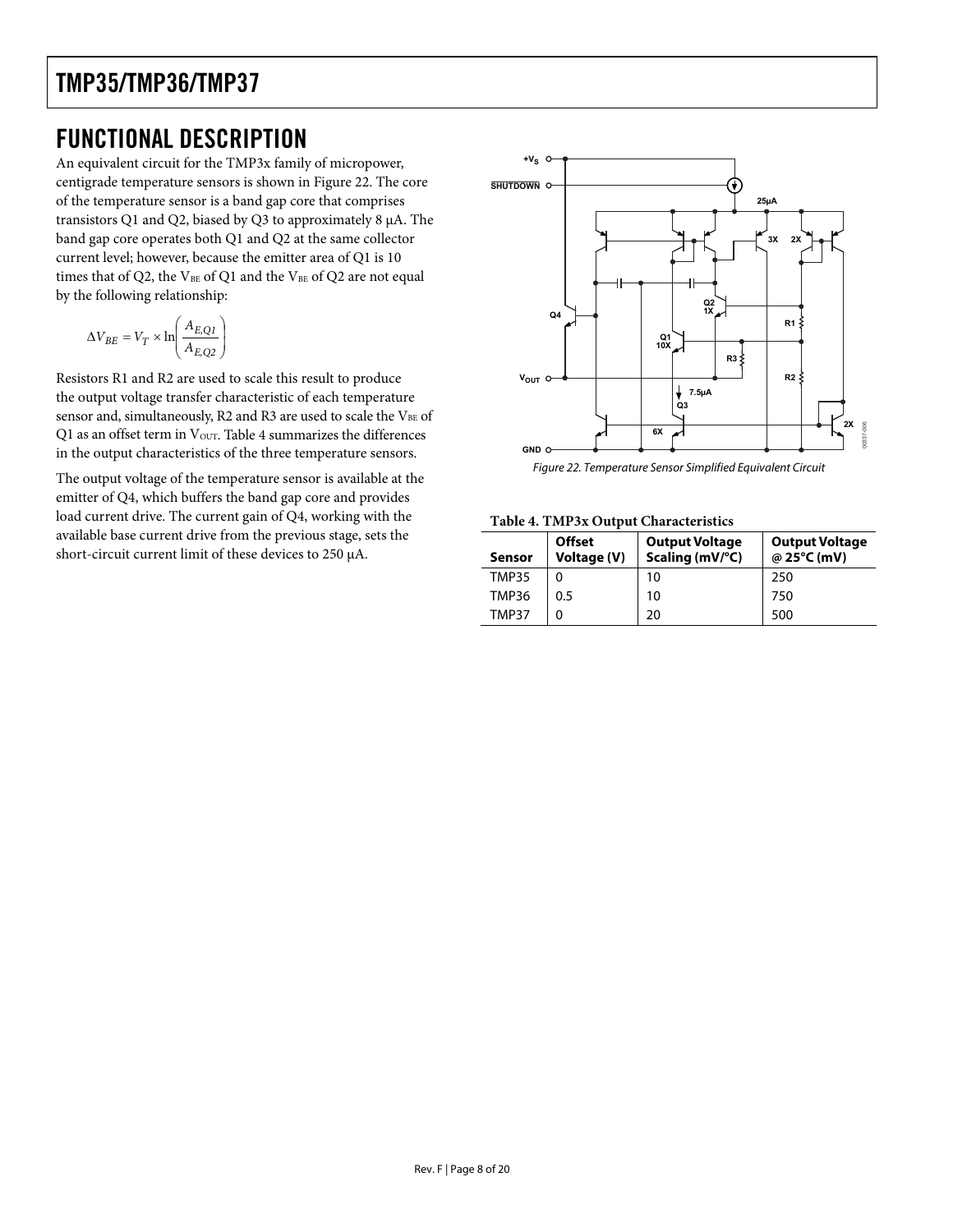# FUNCTIONAL DESCRIPTION

An equivalent circuit for the TMP3x family of micropower, centigrade temperature sensors is shown in Figure 22. The core of the temperature sensor is a band gap core that comprises transistors Q1 and Q2, biased by Q3 to approximately 8 µA. The band gap core operates both Q1 and Q2 at the same collector current level; however, because the emitter area of Q1 is 10 times that of Q2, the $V_{BE}$ of Q1 and the $V_{BE}$ of Q2 are not equal by the following relationship:

$$\Delta V_{BE} = V_T \times \ln\left(\frac{A_{E,Q1}}{A_{E,Q2}}\right)$$

Resistors R1 and R2 are used to scale this result to produce the output voltage transfer characteristic of each temperature sensor and, simultaneously, R2 and R3 are used to scale the $V_{BE}$ of Q1 as an offset term in $V_{OUT}$. Table 4 summarizes the differences in the output characteristics of the three temperature sensors.

The output voltage of the temperature sensor is available at the emitter of Q4, which buffers the band gap core and provides load current drive. The current gain of Q4, working with the available base current drive from the previous stage, sets the short-circuit current limit of these devices to 250 µA.

*Figure 22. Temperature Sensor Simplified Equivalent Circuit*

**Table 4. TMP3x Output Characteristics**

| Sensor | Offset Voltage (V) | Output Voltage Scaling (mV/°C) | Output Voltage @ 25°C (mV) |
|---|---|---|---|
| TMP35 | 0 | 10 | 250 |
| TMP36 | 0.5 | 10 | 750 |
| TMP37 | 0 | 20 | 500 |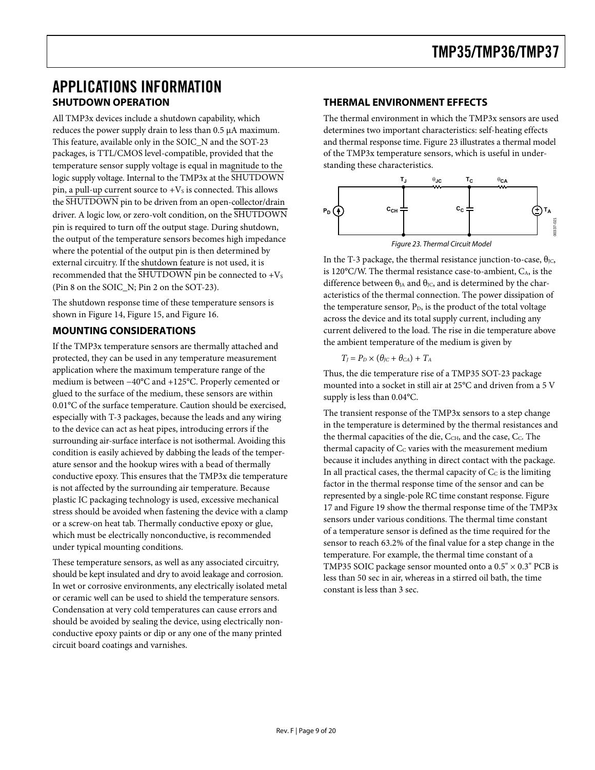# APPLICATIONS INFORMATION

## SHUTDOWN OPERATION

All TMP3x devices include a shutdown capability, which reduces the power supply drain to less than 0.5 μA maximum. This feature, available only in the SOIC_N and the SOT-23 packages, is TTL/CMOS level-compatible, provided that the temperature sensor supply voltage is equal in magnitude to the logic supply voltage. Internal to the TMP3x at the $\overline{\text{SHUTDOWN}}$ pin, a pull-up current source to $+V_S$ is connected. This allows the $\overline{\text{SHUTDOWN}}$ pin to be driven from an open-collector/drain driver. A logic low, or zero-volt condition, on the $\overline{\text{SHUTDOWN}}$ pin is required to turn off the output stage. During shutdown, the output of the temperature sensors becomes high impedance where the potential of the output pin is then determined by external circuitry. If the shutdown feature is not used, it is recommended that the $\overline{\text{SHUTDOWN}}$ pin be connected to $+V_S$ (Pin 8 on the SOIC_N; Pin 2 on the SOT-23).

The shutdown response time of these temperature sensors is shown in Figure 14, Figure 15, and Figure 16.

## MOUNTING CONSIDERATIONS

If the TMP3x temperature sensors are thermally attached and protected, they can be used in any temperature measurement application where the maximum temperature range of the medium is between −40°C and +125°C. Properly cemented or glued to the surface of the medium, these sensors are within 0.01°C of the surface temperature. Caution should be exercised, especially with T-3 packages, because the leads and any wiring to the device can act as heat pipes, introducing errors if the surrounding air-surface interface is not isothermal. Avoiding this condition is easily achieved by dabbing the leads of the temperature sensor and the hookup wires with a bead of thermally conductive epoxy. This ensures that the TMP3x die temperature is not affected by the surrounding air temperature. Because plastic IC packaging technology is used, excessive mechanical stress should be avoided when fastening the device with a clamp or a screw-on heat tab. Thermally conductive epoxy or glue, which must be electrically nonconductive, is recommended under typical mounting conditions.

These temperature sensors, as well as any associated circuitry, should be kept insulated and dry to avoid leakage and corrosion. In wet or corrosive environments, any electrically isolated metal or ceramic well can be used to shield the temperature sensors. Condensation at very cold temperatures can cause errors and should be avoided by sealing the device, using electrically non-conductive epoxy paints or dip or any one of the many printed circuit board coatings and varnishes.

## THERMAL ENVIRONMENT EFFECTS

The thermal environment in which the TMP3x sensors are used determines two important characteristics: self-heating effects and thermal response time. Figure 23 illustrates a thermal model of the TMP3x temperature sensors, which is useful in understanding these characteristics.

*Figure 23. Thermal Circuit Model*

In the T-3 package, the thermal resistance junction-to-case, $\theta_{JC}$, is 120°C/W. The thermal resistance case-to-ambient, $C_A$, is the difference between $\theta_{JA}$ and $\theta_{JC}$, and is determined by the characteristics of the thermal connection. The power dissipation of the temperature sensor, $P_D$, is the product of the total voltage across the device and its total supply current, including any current delivered to the load. The rise in die temperature above the ambient temperature of the medium is given by

$$T_J = P_D \times (\theta_{JC} + \theta_{CA}) + T_A$$

Thus, the die temperature rise of a TMP35 SOT-23 package mounted into a socket in still air at 25°C and driven from a 5 V supply is less than 0.04°C.

The transient response of the TMP3x sensors to a step change in the temperature is determined by the thermal resistances and the thermal capacities of the die, $C_{CH}$, and the case, $C_C$. The thermal capacity of $C_C$ varies with the measurement medium because it includes anything in direct contact with the package. In all practical cases, the thermal capacity of $C_C$ is the limiting factor in the thermal response time of the sensor and can be represented by a single-pole RC time constant response. Figure 17 and Figure 19 show the thermal response time of the TMP3x sensors under various conditions. The thermal time constant of a temperature sensor is defined as the time required for the sensor to reach 63.2% of the final value for a step change in the temperature. For example, the thermal time constant of a TMP35 SOIC package sensor mounted onto a 0.5" × 0.3" PCB is less than 50 sec in air, whereas in a stirred oil bath, the time constant is less than 3 sec.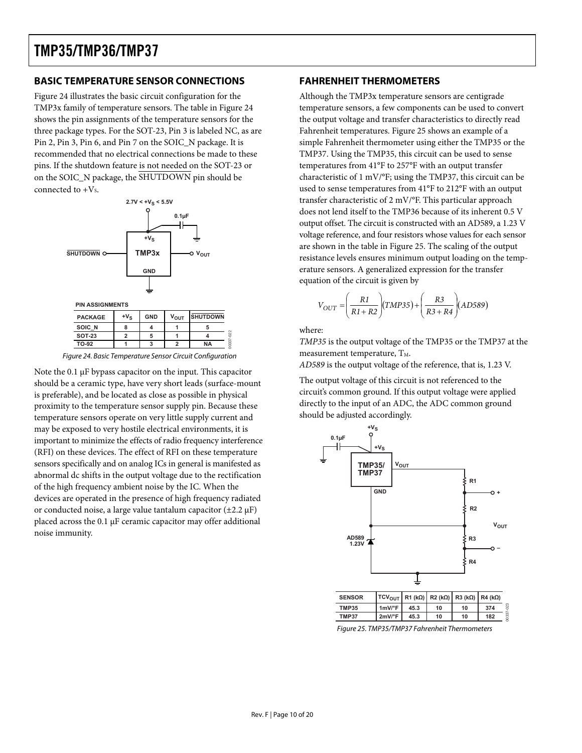## BASIC TEMPERATURE SENSOR CONNECTIONS

Figure 24 illustrates the basic circuit configuration for the TMP3x family of temperature sensors. The table in Figure 24 shows the pin assignments of the temperature sensors for the three package types. For the SOT-23, Pin 3 is labeled NC, as are Pin 2, Pin 3, Pin 6, and Pin 7 on the SOIC_N package. It is recommended that no electrical connections be made to these pins. If the shutdown feature is not needed on the SOT-23 or on the SOIC_N package, the $\overline{\text{SHUTDOWN}}$ pin should be connected to $+V_S$.

PIN ASSIGNMENTS

| PACKAGE | $+V_S$ | GND | $V_{OUT}$ | $\overline{\text{SHUTDOWN}}$ |
|---|---|---|---|---|
| SOIC_N | 8 | 4 | 1 | 5 |
| SOT-23 | 2 | 5 | 1 | 4 |
| TO-92 | 1 | 3 | 2 | NA |

*Figure 24. Basic Temperature Sensor Circuit Configuration*

Note the 0.1 µF bypass capacitor on the input. This capacitor should be a ceramic type, have very short leads (surface-mount is preferable), and be located as close as possible in physical proximity to the temperature sensor supply pin. Because these temperature sensors operate on very little supply current and may be exposed to very hostile electrical environments, it is important to minimize the effects of radio frequency interference (RFI) on these devices. The effect of RFI on these temperature sensors specifically and on analog ICs in general is manifested as abnormal dc shifts in the output voltage due to the rectification of the high frequency ambient noise by the IC. When the devices are operated in the presence of high frequency radiated or conducted noise, a large value tantalum capacitor (±2.2 µF) placed across the 0.1 µF ceramic capacitor may offer additional noise immunity.

## FAHRENHEIT THERMOMETERS

Although the TMP3x temperature sensors are centigrade temperature sensors, a few components can be used to convert the output voltage and transfer characteristics to directly read Fahrenheit temperatures. Figure 25 shows an example of a simple Fahrenheit thermometer using either the TMP35 or the TMP37. Using the TMP35, this circuit can be used to sense temperatures from 41°F to 257°F with an output transfer characteristic of 1 mV/°F; using the TMP37, this circuit can be used to sense temperatures from 41°F to 212°F with an output transfer characteristic of 2 mV/°F. This particular approach does not lend itself to the TMP36 because of its inherent 0.5 V output offset. The circuit is constructed with an AD589, a 1.23 V voltage reference, and four resistors whose values for each sensor are shown in the table in Figure 25. The scaling of the output resistance levels ensures minimum output loading on the temperature sensors. A generalized expression for the transfer equation of the circuit is given by

$$V_{OUT} = \left(\frac{R1}{R1 + R2}\right)(TMP35) + \left(\frac{R3}{R3 + R4}\right)(AD589)$$

where:

*TMP35* is the output voltage of the TMP35 or the TMP37 at the measurement temperature, $T_M$.

*AD589* is the output voltage of the reference, that is, 1.23 V.

The output voltage of this circuit is not referenced to the circuit's common ground. If this output voltage were applied directly to the input of an ADC, the ADC common ground should be adjusted accordingly.

| SENSOR | $TCV_{OUT}$ | R1 (kΩ) | R2 (kΩ) | R3 (kΩ) | R4 (kΩ) |
|---|---|---|---|---|---|
| TMP35 | 1mV/°F | 45.3 | 10 | 10 | 374 |
| TMP37 | 2mV/°F | 45.3 | 10 | 10 | 182 |

*Figure 25. TMP35/TMP37 Fahrenheit Thermometers*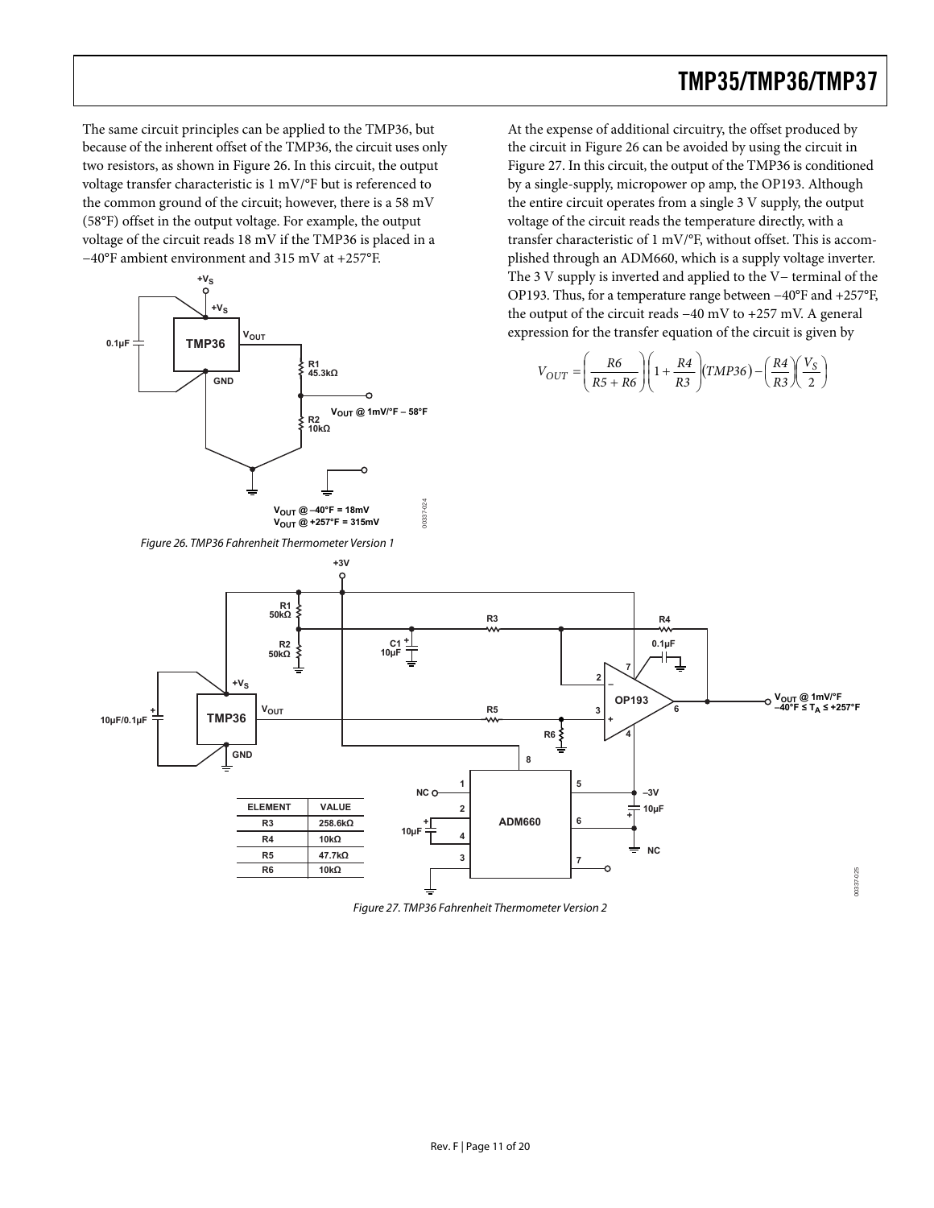The same circuit principles can be applied to the TMP36, but because of the inherent offset of the TMP36, the circuit uses only two resistors, as shown in Figure 26. In this circuit, the output voltage transfer characteristic is 1 mV/°F but is referenced to the common ground of the circuit; however, there is a 58 mV (58°F) offset in the output voltage. For example, the output voltage of the circuit reads 18 mV if the TMP36 is placed in a −40°F ambient environment and 315 mV at +257°F.

Figure 26. TMP36 Fahrenheit Thermometer Version 1

At the expense of additional circuitry, the offset produced by the circuit in Figure 26 can be avoided by using the circuit in Figure 27. In this circuit, the output of the TMP36 is conditioned by a single-supply, micropower op amp, the OP193. Although the entire circuit operates from a single 3 V supply, the output voltage of the circuit reads the temperature directly, with a transfer characteristic of 1 mV/°F, without offset. This is accomplished through an ADM660, which is a supply voltage inverter. The 3 V supply is inverted and applied to the V− terminal of the OP193. Thus, for a temperature range between −40°F and +257°F, the output of the circuit reads −40 mV to +257 mV. A general expression for the transfer equation of the circuit is given by

$$V_{OUT} = \left(\frac{R6}{R5 + R6}\right)\left(1 + \frac{R4}{R3}\right)(TMP36) - \left(\frac{R4}{R3}\right)\left(\frac{V_S}{2}\right)$$

| ELEMENT | VALUE |
|---|---|
| R3 | 258.6kΩ |
| R4 | 10kΩ |
| R5 | 47.7kΩ |
| R6 | 10kΩ |

Figure 27. TMP36 Fahrenheit Thermometer Version 2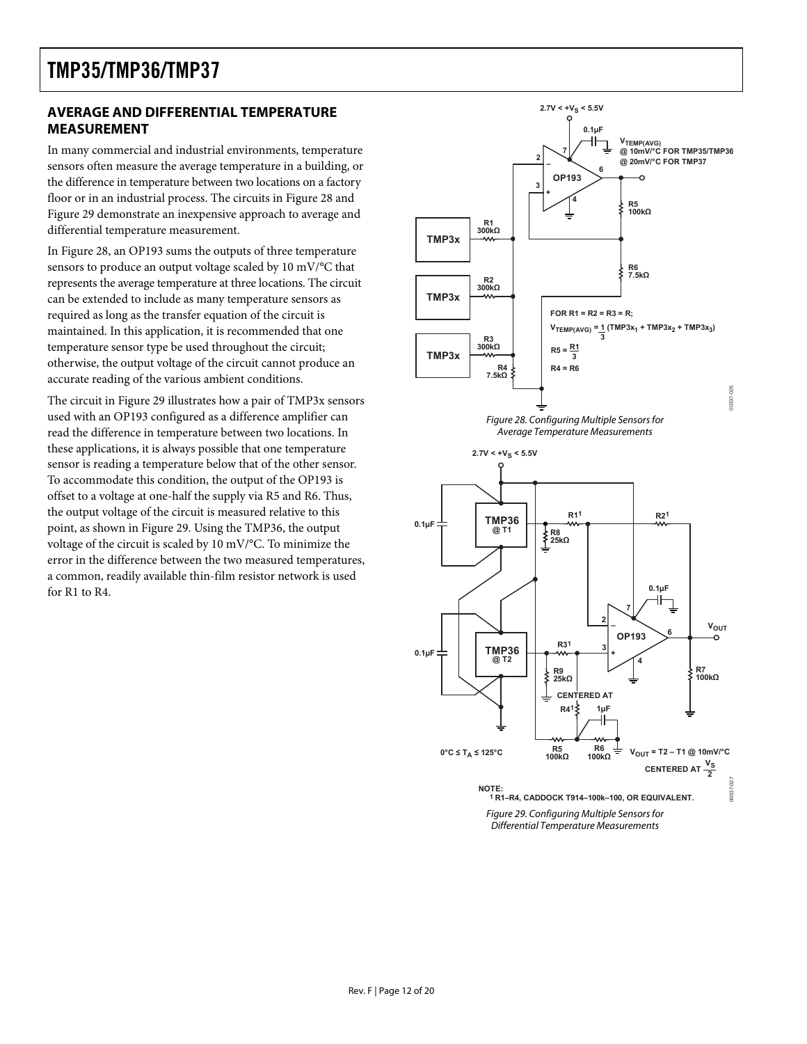## AVERAGE AND DIFFERENTIAL TEMPERATURE MEASUREMENT

In many commercial and industrial environments, temperature sensors often measure the average temperature in a building, or the difference in temperature between two locations on a factory floor or in an industrial process. The circuits in Figure 28 and Figure 29 demonstrate an inexpensive approach to average and differential temperature measurement.

In Figure 28, an OP193 sums the outputs of three temperature sensors to produce an output voltage scaled by 10 mV/°C that represents the average temperature at three locations. The circuit can be extended to include as many temperature sensors as required as long as the transfer equation of the circuit is maintained. In this application, it is recommended that one temperature sensor type be used throughout the circuit; otherwise, the output voltage of the circuit cannot produce an accurate reading of the various ambient conditions.

The circuit in Figure 29 illustrates how a pair of TMP3x sensors used with an OP193 configured as a difference amplifier can read the difference in temperature between two locations. In these applications, it is always possible that one temperature sensor is reading a temperature below that of the other sensor. To accommodate this condition, the output of the OP193 is offset to a voltage at one-half the supply via R5 and R6. Thus, the output voltage of the circuit is measured relative to this point, as shown in Figure 29. Using the TMP36, the output voltage of the circuit is scaled by 10 mV/°C. To minimize the error in the difference between the two measured temperatures, a common, readily available thin-film resistor network is used for R1 to R4.

FOR R1 = R2 = R3 = R;

$$V_{TEMP(AVG)} = \frac{1}{3}(TMP3x_1 + TMP3x_2 + TMP3x_3)$$

$$R5 = \frac{R1}{3}$$

R4 = R6

Figure 28. Configuring Multiple Sensors for Average Temperature Measurements

$V_{OUT}$ = T2 – T1 @ 10mV/°C CENTERED AT $\frac{V_S}{2}$

NOTE:
[1] R1–R4, CADDOCK T914–100k–100, OR EQUIVALENT.

Figure 29. Configuring Multiple Sensors for Differential Temperature Measurements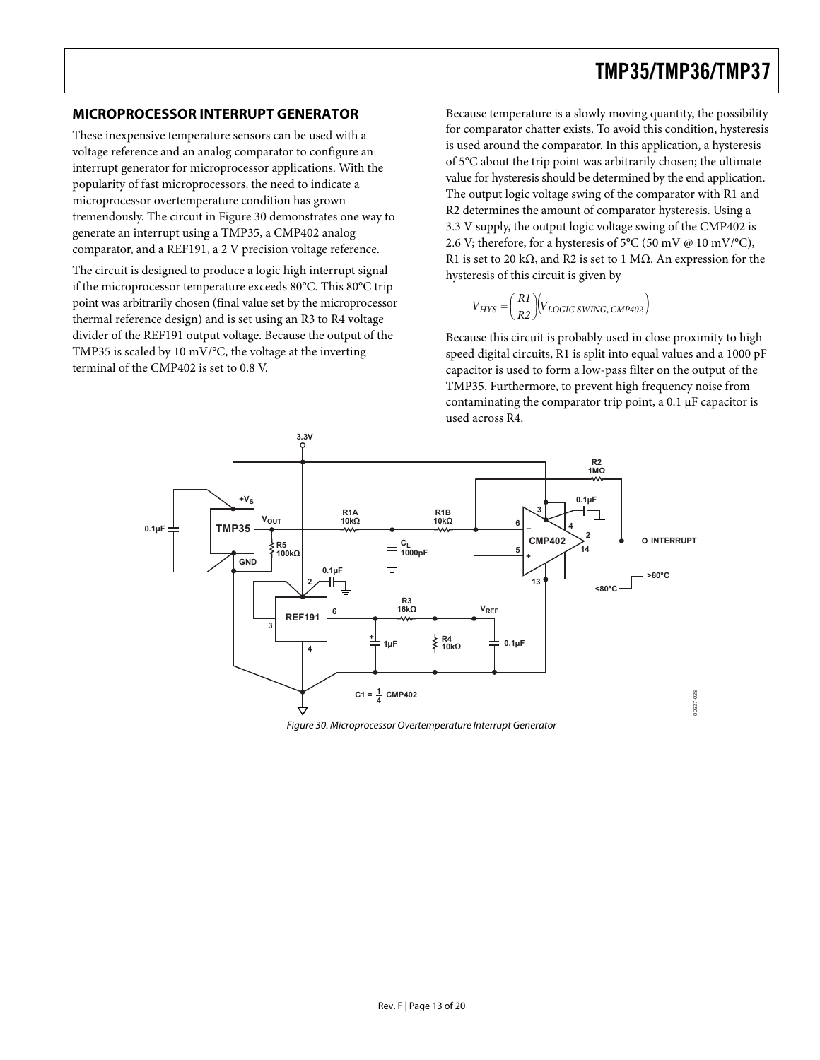## MICROPROCESSOR INTERRUPT GENERATOR

These inexpensive temperature sensors can be used with a voltage reference and an analog comparator to configure an interrupt generator for microprocessor applications. With the popularity of fast microprocessors, the need to indicate a microprocessor overtemperature condition has grown tremendously. The circuit in Figure 30 demonstrates one way to generate an interrupt using a TMP35, a CMP402 analog comparator, and a REF191, a 2 V precision voltage reference.

The circuit is designed to produce a logic high interrupt signal if the microprocessor temperature exceeds 80°C. This 80°C trip point was arbitrarily chosen (final value set by the microprocessor thermal reference design) and is set using an R3 to R4 voltage divider of the REF191 output voltage. Because the output of the TMP35 is scaled by 10 mV/°C, the voltage at the inverting terminal of the CMP402 is set to 0.8 V.

Because temperature is a slowly moving quantity, the possibility for comparator chatter exists. To avoid this condition, hysteresis is used around the comparator. In this application, a hysteresis of 5°C about the trip point was arbitrarily chosen; the ultimate value for hysteresis should be determined by the end application. The output logic voltage swing of the comparator with R1 and R2 determines the amount of comparator hysteresis. Using a 3.3 V supply, the output logic voltage swing of the CMP402 is 2.6 V; therefore, for a hysteresis of 5°C (50 mV @ 10 mV/°C), R1 is set to 20 kΩ, and R2 is set to 1 MΩ. An expression for the hysteresis of this circuit is given by

$$V_{HYS} = \left(\frac{R1}{R2}\right)\left(V_{LOGIC\ SWING,\ CMP402}\right)$$

Because this circuit is probably used in close proximity to high speed digital circuits, R1 is split into equal values and a 1000 pF capacitor is used to form a low-pass filter on the output of the TMP35. Furthermore, to prevent high frequency noise from contaminating the comparator trip point, a 0.1 µF capacitor is used across R4.

*Figure 30. Microprocessor Overtemperature Interrupt Generator*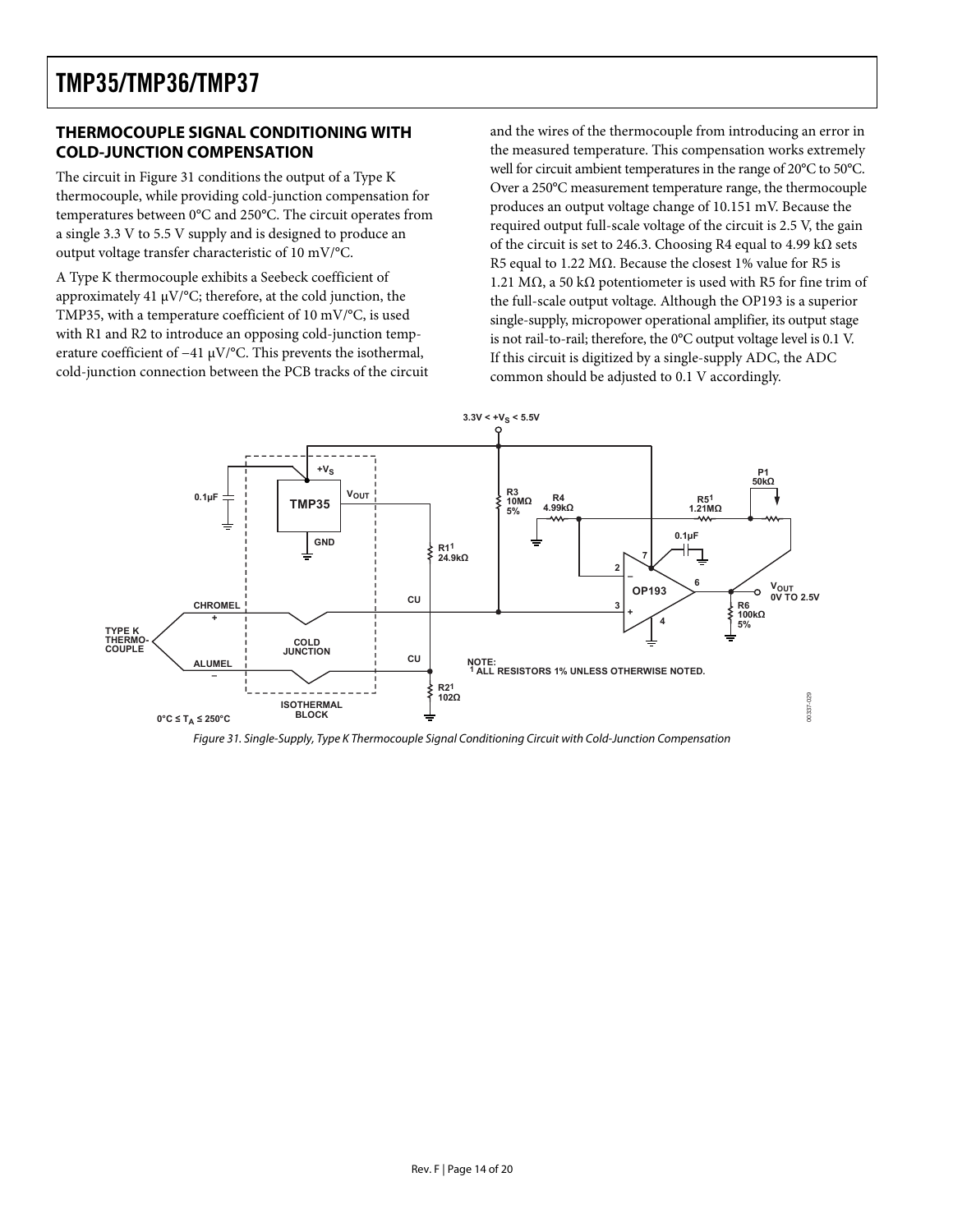## THERMOCOUPLE SIGNAL CONDITIONING WITH COLD-JUNCTION COMPENSATION

The circuit in Figure 31 conditions the output of a Type K thermocouple, while providing cold-junction compensation for temperatures between 0°C and 250°C. The circuit operates from a single 3.3 V to 5.5 V supply and is designed to produce an output voltage transfer characteristic of 10 mV/°C.

A Type K thermocouple exhibits a Seebeck coefficient of approximately 41 μV/°C; therefore, at the cold junction, the TMP35, with a temperature coefficient of 10 mV/°C, is used with R1 and R2 to introduce an opposing cold-junction temperature coefficient of −41 μV/°C. This prevents the isothermal, cold-junction connection between the PCB tracks of the circuit and the wires of the thermocouple from introducing an error in the measured temperature. This compensation works extremely well for circuit ambient temperatures in the range of 20°C to 50°C. Over a 250°C measurement temperature range, the thermocouple produces an output voltage change of 10.151 mV. Because the required output full-scale voltage of the circuit is 2.5 V, the gain of the circuit is set to 246.3. Choosing R4 equal to 4.99 kΩ sets R5 equal to 1.22 MΩ. Because the closest 1% value for R5 is 1.21 MΩ, a 50 kΩ potentiometer is used with R5 for fine trim of the full-scale output voltage. Although the OP193 is a superior single-supply, micropower operational amplifier, its output stage is not rail-to-rail; therefore, the 0°C output voltage level is 0.1 V. If this circuit is digitized by a single-supply ADC, the ADC common should be adjusted to 0.1 V accordingly.

3.3V < $+V_S$ < 5.5V

TMP35, $+V_S$, $V_{OUT}$, GND, 0.1μF, R3 10MΩ 5%, R4 4.99kΩ, R5[1] 1.21MΩ, P1 50kΩ, 0.1μF, R1[1] 24.9kΩ, OP193, $V_{OUT}$ 0V TO 2.5V, R6 100kΩ 5%, CHROMEL +, ALUMEL −, CU, CU, TYPE K THERMOCOUPLE, COLD JUNCTION, ISOTHERMAL BLOCK, R2[1] 102Ω, 0°C ≤ $T_A$ ≤ 250°C

NOTE:
[1] ALL RESISTORS 1% UNLESS OTHERWISE NOTED.

*Figure 31. Single-Supply, Type K Thermocouple Signal Conditioning Circuit with Cold-Junction Compensation*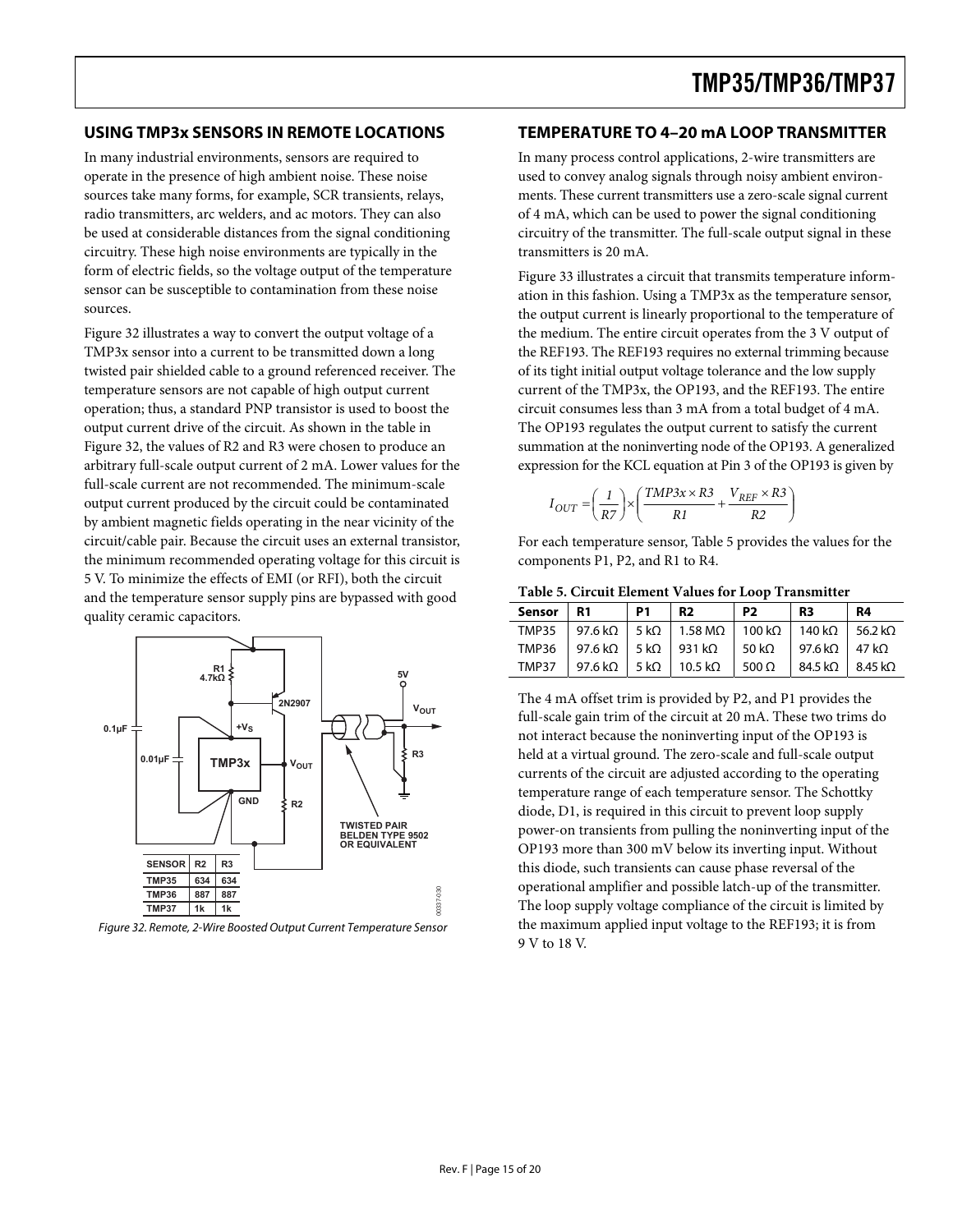## USING TMP3x SENSORS IN REMOTE LOCATIONS

In many industrial environments, sensors are required to operate in the presence of high ambient noise. These noise sources take many forms, for example, SCR transients, relays, radio transmitters, arc welders, and ac motors. They can also be used at considerable distances from the signal conditioning circuitry. These high noise environments are typically in the form of electric fields, so the voltage output of the temperature sensor can be susceptible to contamination from these noise sources.

Figure 32 illustrates a way to convert the output voltage of a TMP3x sensor into a current to be transmitted down a long twisted pair shielded cable to a ground referenced receiver. The temperature sensors are not capable of high output current operation; thus, a standard PNP transistor is used to boost the output current drive of the circuit. As shown in the table in Figure 32, the values of R2 and R3 were chosen to produce an arbitrary full-scale output current of 2 mA. Lower values for the full-scale current are not recommended. The minimum-scale output current produced by the circuit could be contaminated by ambient magnetic fields operating in the near vicinity of the circuit/cable pair. Because the circuit uses an external transistor, the minimum recommended operating voltage for this circuit is 5 V. To minimize the effects of EMI (or RFI), both the circuit and the temperature sensor supply pins are bypassed with good quality ceramic capacitors.

| SENSOR | R2 | R3 |
|---|---|---|
| TMP35 | 634 | 634 |
| TMP36 | 887 | 887 |
| TMP37 | 1k | 1k |

*Figure 32. Remote, 2-Wire Boosted Output Current Temperature Sensor*

## TEMPERATURE TO 4–20 mA LOOP TRANSMITTER

In many process control applications, 2-wire transmitters are used to convey analog signals through noisy ambient environments. These current transmitters use a zero-scale signal current of 4 mA, which can be used to power the signal conditioning circuitry of the transmitter. The full-scale output signal in these transmitters is 20 mA.

Figure 33 illustrates a circuit that transmits temperature information in this fashion. Using a TMP3x as the temperature sensor, the output current is linearly proportional to the temperature of the medium. The entire circuit operates from the 3 V output of the REF193. The REF193 requires no external trimming because of its tight initial output voltage tolerance and the low supply current of the TMP3x, the OP193, and the REF193. The entire circuit consumes less than 3 mA from a total budget of 4 mA. The OP193 regulates the output current to satisfy the current summation at the noninverting node of the OP193. A generalized expression for the KCL equation at Pin 3 of the OP193 is given by

$$I_{OUT} = \left(\frac{1}{R7}\right) \times \left(\frac{TMP3x \times R3}{R1} + \frac{V_{REF} \times R3}{R2}\right)$$

For each temperature sensor, Table 5 provides the values for the components P1, P2, and R1 to R4.

**Table 5. Circuit Element Values for Loop Transmitter**

| Sensor | R1 | P1 | R2 | P2 | R3 | R4 |
|---|---|---|---|---|---|---|
| TMP35 | 97.6 kΩ | 5 kΩ | 1.58 MΩ | 100 kΩ | 140 kΩ | 56.2 kΩ |
| TMP36 | 97.6 kΩ | 5 kΩ | 931 kΩ | 50 kΩ | 97.6 kΩ | 47 kΩ |
| TMP37 | 97.6 kΩ | 5 kΩ | 10.5 kΩ | 500 Ω | 84.5 kΩ | 8.45 kΩ |

The 4 mA offset trim is provided by P2, and P1 provides the full-scale gain trim of the circuit at 20 mA. These two trims do not interact because the noninverting input of the OP193 is held at a virtual ground. The zero-scale and full-scale output currents of the circuit are adjusted according to the operating temperature range of each temperature sensor. The Schottky diode, D1, is required in this circuit to prevent loop supply power-on transients from pulling the noninverting input of the OP193 more than 300 mV below its inverting input. Without this diode, such transients can cause phase reversal of the operational amplifier and possible latch-up of the transmitter. The loop supply voltage compliance of the circuit is limited by the maximum applied input voltage to the REF193; it is from 9 V to 18 V.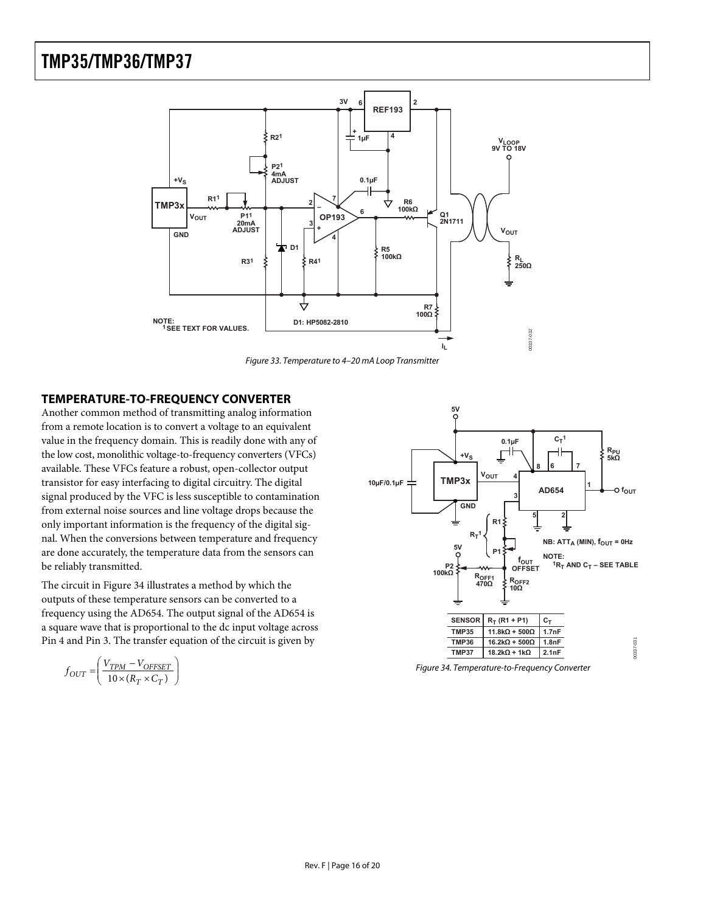Figure 33. Temperature to 4–20 mA Loop Transmitter

## TEMPERATURE-TO-FREQUENCY CONVERTER

Another common method of transmitting analog information from a remote location is to convert a voltage to an equivalent value in the frequency domain. This is readily done with any of the low cost, monolithic voltage-to-frequency converters (VFCs) available. These VFCs feature a robust, open-collector output transistor for easy interfacing to digital circuitry. The digital signal produced by the VFC is less susceptible to contamination from external noise sources and line voltage drops because the only important information is the frequency of the digital signal. When the conversions between temperature and frequency are done accurately, the temperature data from the sensors can be reliably transmitted.

The circuit in Figure 34 illustrates a method by which the outputs of these temperature sensors can be converted to a frequency using the AD654. The output signal of the AD654 is a square wave that is proportional to the dc input voltage across Pin 4 and Pin 3. The transfer equation of the circuit is given by

$$f_{OUT} = \left( \frac{V_{TPM} - V_{OFFSET}}{10 \times (R_T \times C_T)} \right)$$

| SENSOR | $R_T$ (R1 + P1) | $C_T$ |
|---|---|---|
| TMP35 | 11.8kΩ + 500Ω | 1.7nF |
| TMP36 | 16.2kΩ + 500Ω | 1.8nF |
| TMP37 | 18.2kΩ + 1kΩ | 2.1nF |

Figure 34. Temperature-to-Frequency Converter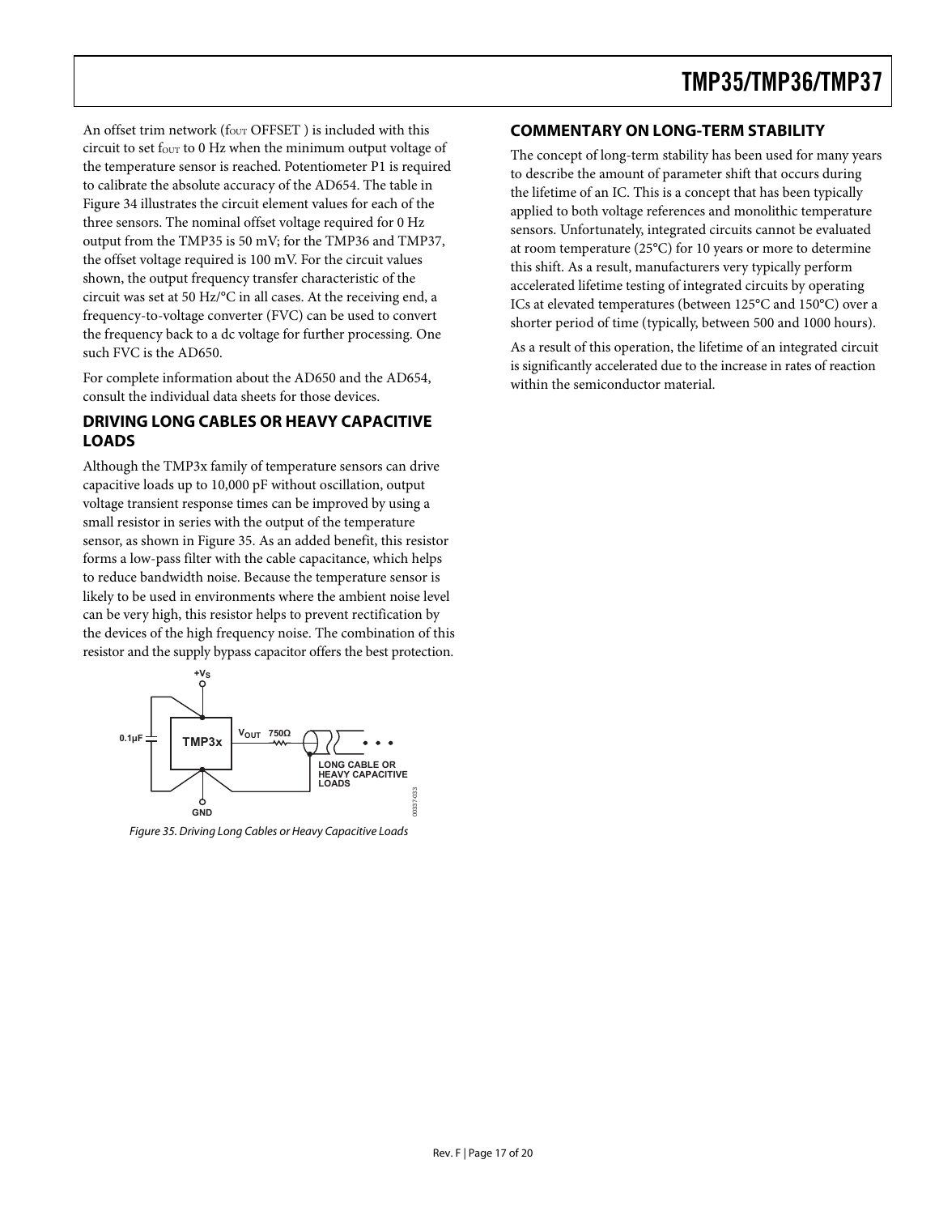An offset trim network ($f_{OUT}$ OFFSET ) is included with this circuit to set $f_{OUT}$ to 0 Hz when the minimum output voltage of the temperature sensor is reached. Potentiometer P1 is required to calibrate the absolute accuracy of the AD654. The table in Figure 34 illustrates the circuit element values for each of the three sensors. The nominal offset voltage required for 0 Hz output from the TMP35 is 50 mV; for the TMP36 and TMP37, the offset voltage required is 100 mV. For the circuit values shown, the output frequency transfer characteristic of the circuit was set at 50 Hz/°C in all cases. At the receiving end, a frequency-to-voltage converter (FVC) can be used to convert the frequency back to a dc voltage for further processing. One such FVC is the AD650.

For complete information about the AD650 and the AD654, consult the individual data sheets for those devices.

## DRIVING LONG CABLES OR HEAVY CAPACITIVE LOADS

Although the TMP3x family of temperature sensors can drive capacitive loads up to 10,000 pF without oscillation, output voltage transient response times can be improved by using a small resistor in series with the output of the temperature sensor, as shown in Figure 35. As an added benefit, this resistor forms a low-pass filter with the cable capacitance, which helps to reduce bandwidth noise. Because the temperature sensor is likely to be used in environments where the ambient noise level can be very high, this resistor helps to prevent rectification by the devices of the high frequency noise. The combination of this resistor and the supply bypass capacitor offers the best protection.

*Figure 35. Driving Long Cables or Heavy Capacitive Loads*

## COMMENTARY ON LONG-TERM STABILITY

The concept of long-term stability has been used for many years to describe the amount of parameter shift that occurs during the lifetime of an IC. This is a concept that has been typically applied to both voltage references and monolithic temperature sensors. Unfortunately, integrated circuits cannot be evaluated at room temperature (25°C) for 10 years or more to determine this shift. As a result, manufacturers very typically perform accelerated lifetime testing of integrated circuits by operating ICs at elevated temperatures (between 125°C and 150°C) over a shorter period of time (typically, between 500 and 1000 hours).

As a result of this operation, the lifetime of an integrated circuit is significantly accelerated due to the increase in rates of reaction within the semiconductor material.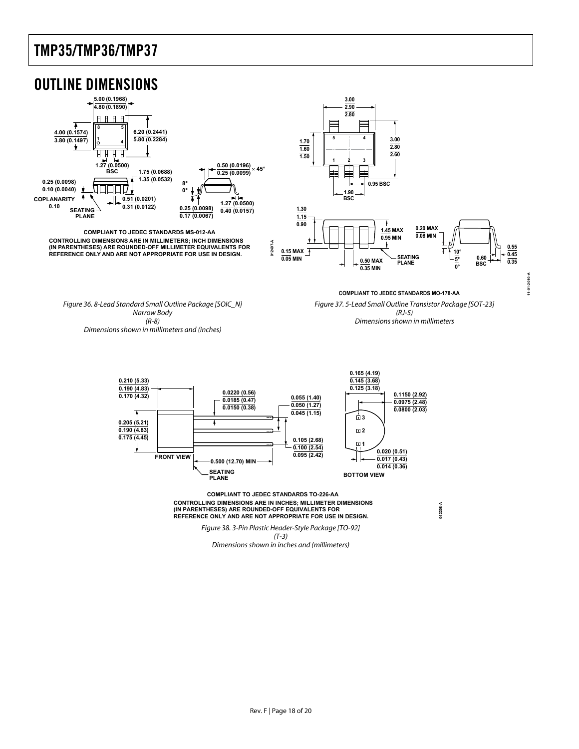# OUTLINE DIMENSIONS

COMPLIANT TO JEDEC STANDARDS MS-012-AA

CONTROLLING DIMENSIONS ARE IN MILLIMETERS; INCH DIMENSIONS (IN PARENTHESES) ARE ROUNDED-OFF MILLIMETER EQUIVALENTS FOR REFERENCE ONLY AND ARE NOT APPROPRIATE FOR USE IN DESIGN.

*Figure 36. 8-Lead Standard Small Outline Package [SOIC_N] Narrow Body (R-8) Dimensions shown in millimeters and (inches)*

COMPLIANT TO JEDEC STANDARDS MO-178-AA

*Figure 37. 5-Lead Small Outline Transistor Package [SOT-23] (RJ-5) Dimensions shown in millimeters*

COMPLIANT TO JEDEC STANDARDS TO-226-AA

CONTROLLING DIMENSIONS ARE IN INCHES; MILLIMETER DIMENSIONS (IN PARENTHESES) ARE ROUNDED-OFF EQUIVALENTS FOR REFERENCE ONLY AND ARE NOT APPROPRIATE FOR USE IN DESIGN.

*Figure 38. 3-Pin Plastic Header-Style Package [TO-92] (T-3) Dimensions shown in inches and (millimeters)*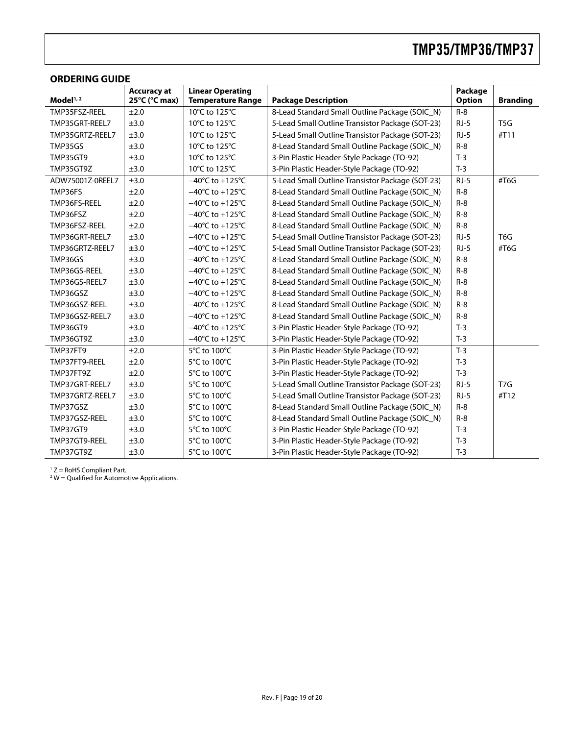## ORDERING GUIDE

| Model[1, 2] | Accuracy at 25°C (°C max) | Linear Operating Temperature Range | Package Description | Package Option | Branding |
|---|---|---|---|---|---|
| TMP35FSZ-REEL | ±2.0 | 10°C to 125°C | 8-Lead Standard Small Outline Package (SOIC_N) | R-8 | |
| TMP35GRT-REEL7 | ±3.0 | 10°C to 125°C | 5-Lead Small Outline Transistor Package (SOT-23) | RJ-5 | T5G |
| TMP35GRTZ-REEL7 | ±3.0 | 10°C to 125°C | 5-Lead Small Outline Transistor Package (SOT-23) | RJ-5 | #T11 |
| TMP35GS | ±3.0 | 10°C to 125°C | 8-Lead Standard Small Outline Package (SOIC_N) | R-8 | |
| TMP35GT9 | ±3.0 | 10°C to 125°C | 3-Pin Plastic Header-Style Package (TO-92) | T-3 | |
| TMP35GT9Z | ±3.0 | 10°C to 125°C | 3-Pin Plastic Header-Style Package (TO-92) | T-3 | |
| ADW75001Z-0REEL7 | ±3.0 | −40°C to +125°C | 5-Lead Small Outline Transistor Package (SOT-23) | RJ-5 | #T6G |
| TMP36FS | ±2.0 | −40°C to +125°C | 8-Lead Standard Small Outline Package (SOIC_N) | R-8 | |
| TMP36FS-REEL | ±2.0 | −40°C to +125°C | 8-Lead Standard Small Outline Package (SOIC_N) | R-8 | |
| TMP36FSZ | ±2.0 | −40°C to +125°C | 8-Lead Standard Small Outline Package (SOIC_N) | R-8 | |
| TMP36FSZ-REEL | ±2.0 | −40°C to +125°C | 8-Lead Standard Small Outline Package (SOIC_N) | R-8 | |
| TMP36GRT-REEL7 | ±3.0 | −40°C to +125°C | 5-Lead Small Outline Transistor Package (SOT-23) | RJ-5 | T6G |
| TMP36GRTZ-REEL7 | ±3.0 | −40°C to +125°C | 5-Lead Small Outline Transistor Package (SOT-23) | RJ-5 | #T6G |
| TMP36GS | ±3.0 | −40°C to +125°C | 8-Lead Standard Small Outline Package (SOIC_N) | R-8 | |
| TMP36GS-REEL | ±3.0 | −40°C to +125°C | 8-Lead Standard Small Outline Package (SOIC_N) | R-8 | |
| TMP36GS-REEL7 | ±3.0 | −40°C to +125°C | 8-Lead Standard Small Outline Package (SOIC_N) | R-8 | |
| TMP36GSZ | ±3.0 | −40°C to +125°C | 8-Lead Standard Small Outline Package (SOIC_N) | R-8 | |
| TMP36GSZ-REEL | ±3.0 | −40°C to +125°C | 8-Lead Standard Small Outline Package (SOIC_N) | R-8 | |
| TMP36GSZ-REEL7 | ±3.0 | −40°C to +125°C | 8-Lead Standard Small Outline Package (SOIC_N) | R-8 | |
| TMP36GT9 | ±3.0 | −40°C to +125°C | 3-Pin Plastic Header-Style Package (TO-92) | T-3 | |
| TMP36GT9Z | ±3.0 | −40°C to +125°C | 3-Pin Plastic Header-Style Package (TO-92) | T-3 | |
| TMP37FT9 | ±2.0 | 5°C to 100°C | 3-Pin Plastic Header-Style Package (TO-92) | T-3 | |
| TMP37FT9-REEL | ±2.0 | 5°C to 100°C | 3-Pin Plastic Header-Style Package (TO-92) | T-3 | |
| TMP37FT9Z | ±2.0 | 5°C to 100°C | 3-Pin Plastic Header-Style Package (TO-92) | T-3 | |
| TMP37GRT-REEL7 | ±3.0 | 5°C to 100°C | 5-Lead Small Outline Transistor Package (SOT-23) | RJ-5 | T7G |
| TMP37GRTZ-REEL7 | ±3.0 | 5°C to 100°C | 5-Lead Small Outline Transistor Package (SOT-23) | RJ-5 | #T12 |
| TMP37GSZ | ±3.0 | 5°C to 100°C | 8-Lead Standard Small Outline Package (SOIC_N) | R-8 | |
| TMP37GSZ-REEL | ±3.0 | 5°C to 100°C | 8-Lead Standard Small Outline Package (SOIC_N) | R-8 | |
| TMP37GT9 | ±3.0 | 5°C to 100°C | 3-Pin Plastic Header-Style Package (TO-92) | T-3 | |
| TMP37GT9-REEL | ±3.0 | 5°C to 100°C | 3-Pin Plastic Header-Style Package (TO-92) | T-3 | |
| TMP37GT9Z | ±3.0 | 5°C to 100°C | 3-Pin Plastic Header-Style Package (TO-92) | T-3 | |

[1] Z = RoHS Compliant Part.
[2] W = Qualified for Automotive Applications.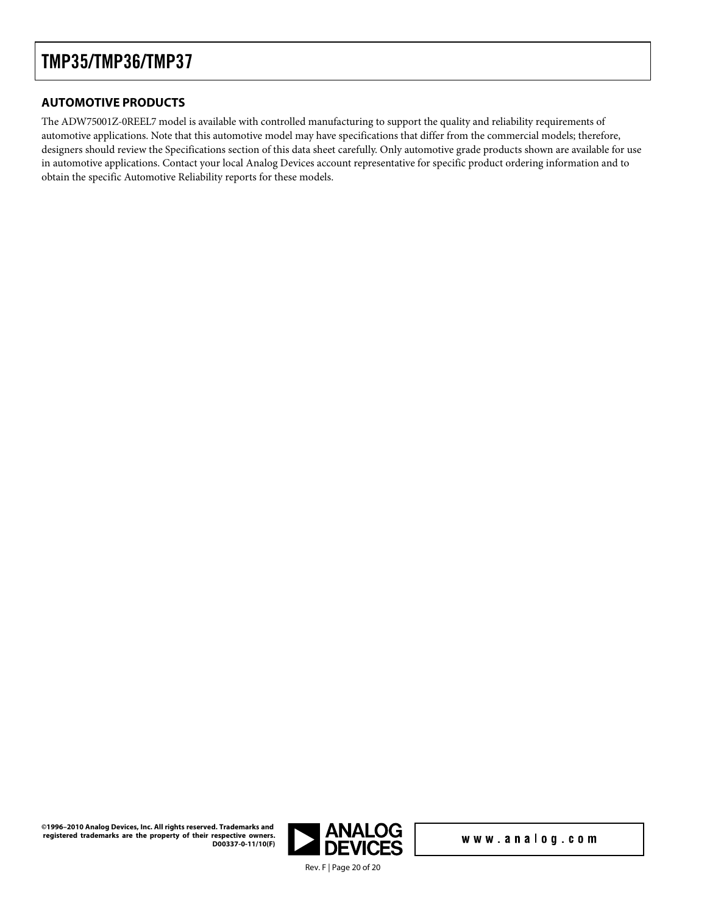## AUTOMOTIVE PRODUCTS

The ADW75001Z-0REEL7 model is available with controlled manufacturing to support the quality and reliability requirements of automotive applications. Note that this automotive model may have specifications that differ from the commercial models; therefore, designers should review the Specifications section of this data sheet carefully. Only automotive grade products shown are available for use in automotive applications. Contact your local Analog Devices account representative for specific product ordering information and to obtain the specific Automotive Reliability reports for these models.

**©1996–2010 Analog Devices, Inc. All rights reserved. Trademarks and registered trademarks are the property of their respective owners. D00337-0-11/10(F)**